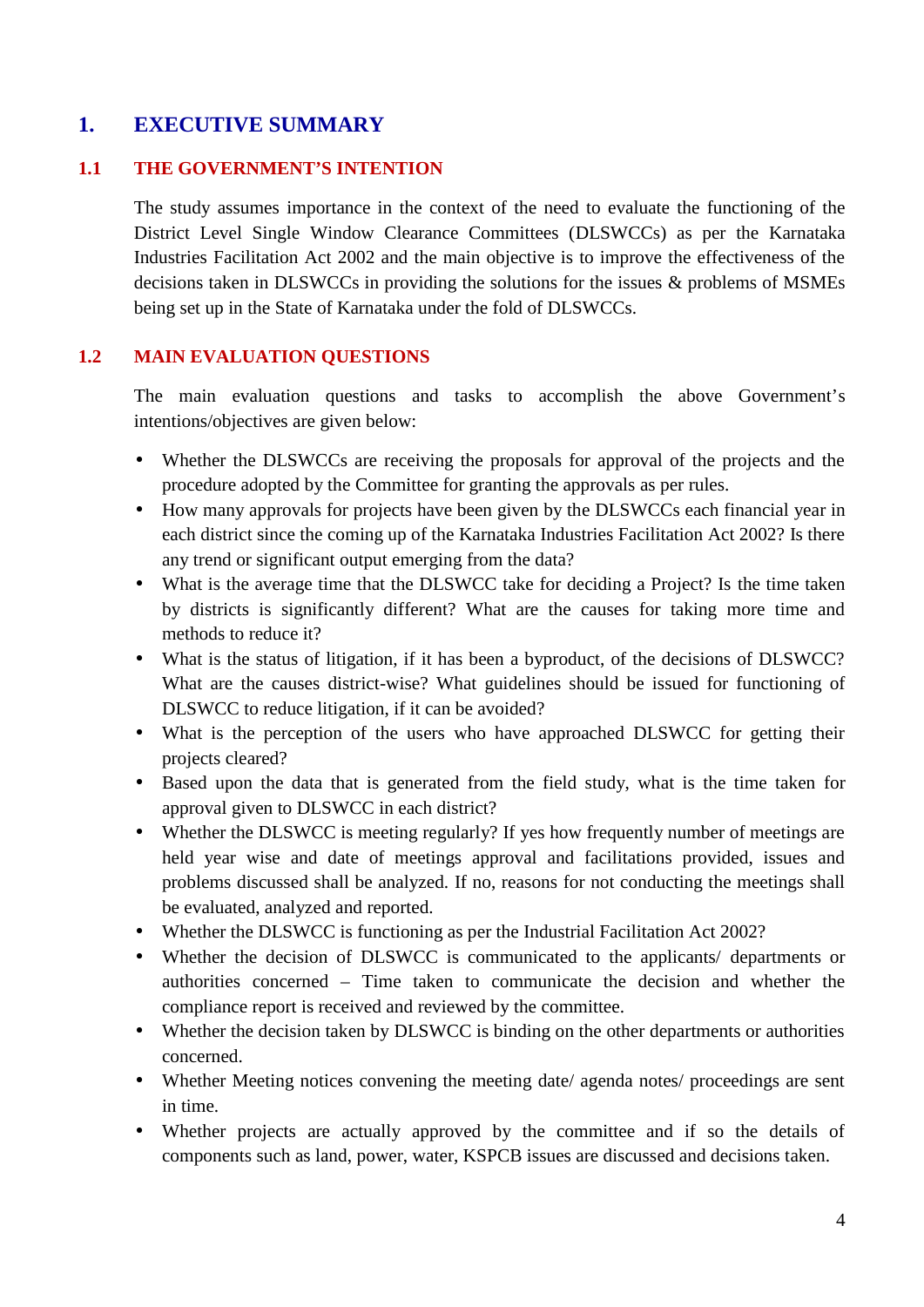# 1. EXECUTIVE SUMMARY

## 1.1 THE GOVERNMENT'S INTENTION

The study assumes importance in the context of the need to evaluate the functioning of the District Level Single Window Clearance Committees (DLSWCCs) as per the Karnataka Industries Facilitation Act 2002 and the main objective is to improve the effectiveness of the decisions taken in DLSWCCs in providing the solutions for the issues & problems of MSMEs being set up in the State of Karnataka under the fold of DLSWCCs.

## 1.2 MAIN EVALUATION QUESTIONS

The main evaluation questions and tasks to accomplish the above Government's intentions/objectives are given below:

- Whether the DLSWCCs are receiving the proposals for approval of the projects and the procedure adopted by the Committee for granting the approvals as per rules.
- How many approvals for projects have been given by the DLSWCCs each financial year in each district since the coming up of the Karnataka Industries Facilitation Act 2002? Is there any trend or significant output emerging from the data?
- What is the average time that the DLSWCC take for deciding a Project? Is the time taken by districts is significantly different? What are the causes for taking more time and methods to reduce it?
- What is the status of litigation, if it has been a byproduct, of the decisions of DLSWCC? What are the causes district-wise? What guidelines should be issued for functioning of DLSWCC to reduce litigation, if it can be avoided?
- What is the perception of the users who have approached DLSWCC for getting their projects cleared?
- Based upon the data that is generated from the field study, what is the time taken for approval given to DLSWCC in each district?
- Whether the DLSWCC is meeting regularly? If yes how frequently number of meetings are held year wise and date of meetings approval and facilitations provided, issues and problems discussed shall be analyzed. If no, reasons for not conducting the meetings shall be evaluated, analyzed and reported.
- Whether the DLSWCC is functioning as per the Industrial Facilitation Act 2002?
- Whether the decision of DLSWCC is communicated to the applicants/ departments or authorities concerned – Time taken to communicate the decision and whether the compliance report is received and reviewed by the committee.
- Whether the decision taken by DLSWCC is binding on the other departments or authorities concerned.
- Whether Meeting notices convening the meeting date/ agenda notes/ proceedings are sent in time.
- Whether projects are actually approved by the committee and if so the details of components such as land, power, water, KSPCB issues are discussed and decisions taken.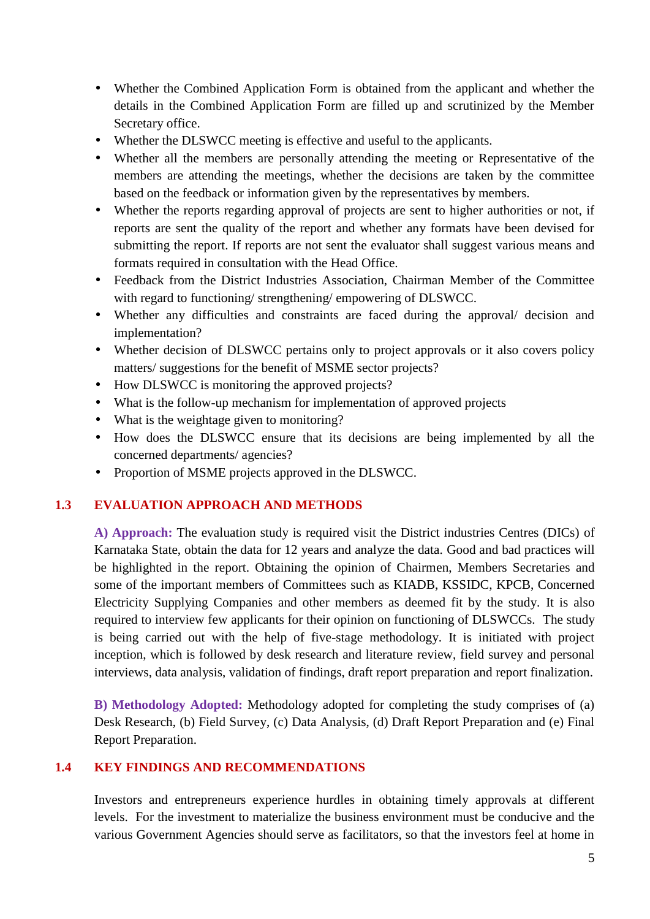- Whether the Combined Application Form is obtained from the applicant and whether the details in the Combined Application Form are filled up and scrutinized by the Member Secretary office.
- Whether the DLSWCC meeting is effective and useful to the applicants.
- Whether all the members are personally attending the meeting or Representative of the members are attending the meetings, whether the decisions are taken by the committee based on the feedback or information given by the representatives by members.
- Whether the reports regarding approval of projects are sent to higher authorities or not, if reports are sent the quality of the report and whether any formats have been devised for submitting the report. If reports are not sent the evaluator shall suggest various means and formats required in consultation with the Head Office.
- Feedback from the District Industries Association, Chairman Member of the Committee with regard to functioning/ strengthening/ empowering of DLSWCC.
- Whether any difficulties and constraints are faced during the approval/ decision and implementation?
- Whether decision of DLSWCC pertains only to project approvals or it also covers policy matters/ suggestions for the benefit of MSME sector projects?
- How DLSWCC is monitoring the approved projects?
- What is the follow-up mechanism for implementation of approved projects
- What is the weightage given to monitoring?
- How does the DLSWCC ensure that its decisions are being implemented by all the concerned departments/ agencies?
- Proportion of MSME projects approved in the DLSWCC.

## 1.3 EVALUATION APPROACH AND METHODS

**A) Approach:** The evaluation study is required visit the District industries Centres (DICs) of Karnataka State, obtain the data for 12 years and analyze the data. Good and bad practices will be highlighted in the report. Obtaining the opinion of Chairmen, Members Secretaries and some of the important members of Committees such as KIADB, KSSIDC, KPCB, Concerned Electricity Supplying Companies and other members as deemed fit by the study. It is also required to interview few applicants for their opinion on functioning of DLSWCCs. The study is being carried out with the help of five-stage methodology. It is initiated with project inception, which is followed by desk research and literature review, field survey and personal interviews, data analysis, validation of findings, draft report preparation and report finalization.

**B) Methodology Adopted:** Methodology adopted for completing the study comprises of (a) Desk Research, (b) Field Survey, (c) Data Analysis, (d) Draft Report Preparation and (e) Final Report Preparation.

## 1.4 KEY FINDINGS AND RECOMMENDATIONS

Investors and entrepreneurs experience hurdles in obtaining timely approvals at different levels. For the investment to materialize the business environment must be conducive and the various Government Agencies should serve as facilitators, so that the investors feel at home in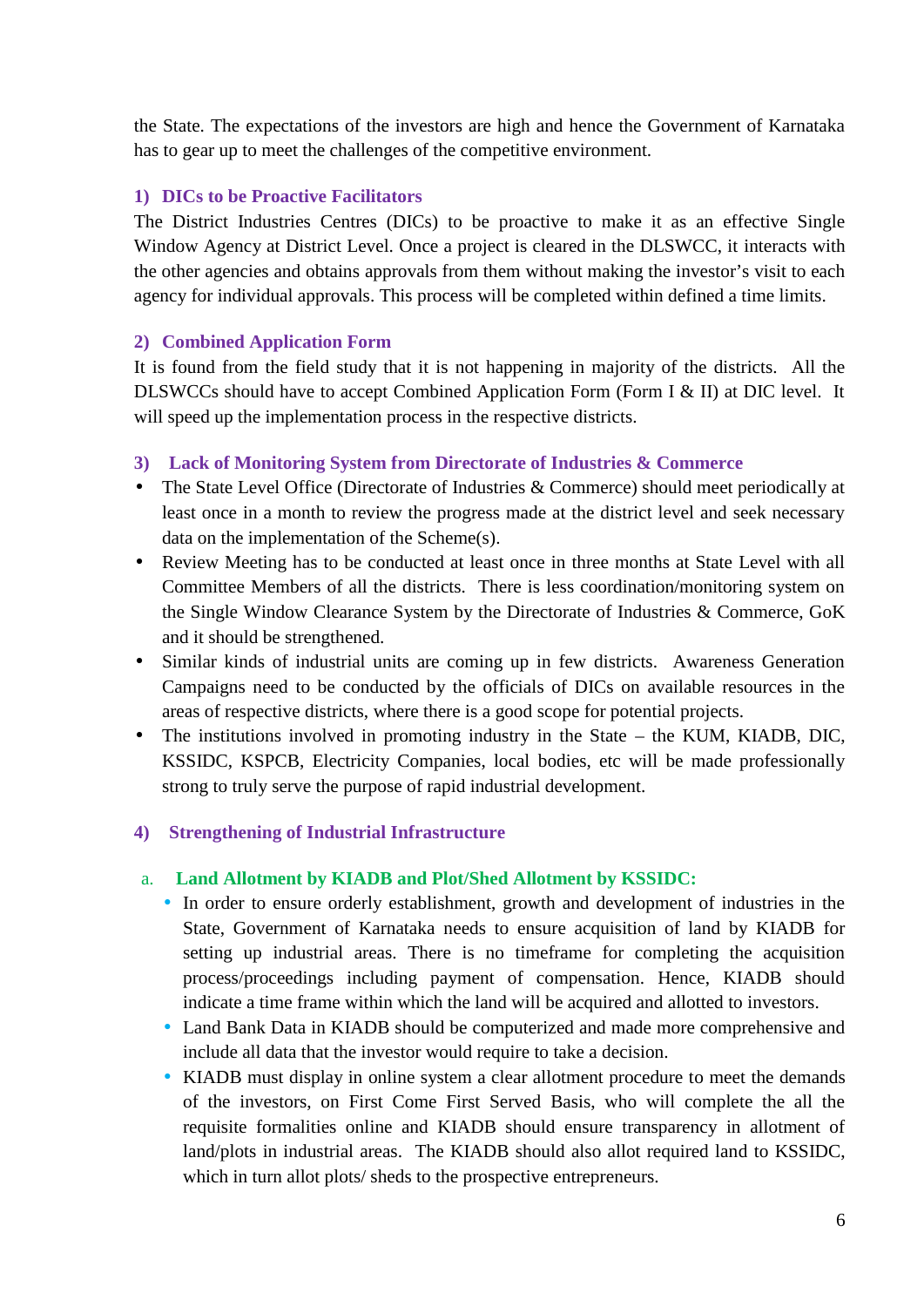the State. The expectations of the investors are high and hence the Government of Karnataka has to gear up to meet the challenges of the competitive environment.

### 1) DICs to be Proactive Facilitators

The District Industries Centres (DICs) to be proactive to make it as an effective Single Window Agency at District Level. Once a project is cleared in the DLSWCC, it interacts with the other agencies and obtains approvals from them without making the investor's visit to each agency for individual approvals. This process will be completed within defined a time limits.

### 2) Combined Application Form

It is found from the field study that it is not happening in majority of the districts. All the DLSWCCs should have to accept Combined Application Form (Form I & II) at DIC level. It will speed up the implementation process in the respective districts.

### 3) Lack of Monitoring System from Directorate of Industries & Commerce

- The State Level Office (Directorate of Industries & Commerce) should meet periodically at least once in a month to review the progress made at the district level and seek necessary data on the implementation of the Scheme(s).
- Review Meeting has to be conducted at least once in three months at State Level with all Committee Members of all the districts. There is less coordination/monitoring system on the Single Window Clearance System by the Directorate of Industries & Commerce, GoK and it should be strengthened.
- Similar kinds of industrial units are coming up in few districts. Awareness Generation Campaigns need to be conducted by the officials of DICs on available resources in the areas of respective districts, where there is a good scope for potential projects.
- The institutions involved in promoting industry in the State – the KUM, KIADB, DIC, KSSIDC, KSPCB, Electricity Companies, local bodies, etc will be made professionally strong to truly serve the purpose of rapid industrial development.

### 4) Strengthening of Industrial Infrastructure

#### a. Land Allotment by KIADB and Plot/Shed Allotment by KSSIDC:

- In order to ensure orderly establishment, growth and development of industries in the State, Government of Karnataka needs to ensure acquisition of land by KIADB for setting up industrial areas. There is no timeframe for completing the acquisition process/proceedings including payment of compensation. Hence, KIADB should indicate a time frame within which the land will be acquired and allotted to investors.
- Land Bank Data in KIADB should be computerized and made more comprehensive and include all data that the investor would require to take a decision.
- KIADB must display in online system a clear allotment procedure to meet the demands of the investors, on First Come First Served Basis, who will complete the all the requisite formalities online and KIADB should ensure transparency in allotment of land/plots in industrial areas. The KIADB should also allot required land to KSSIDC, which in turn allot plots/ sheds to the prospective entrepreneurs.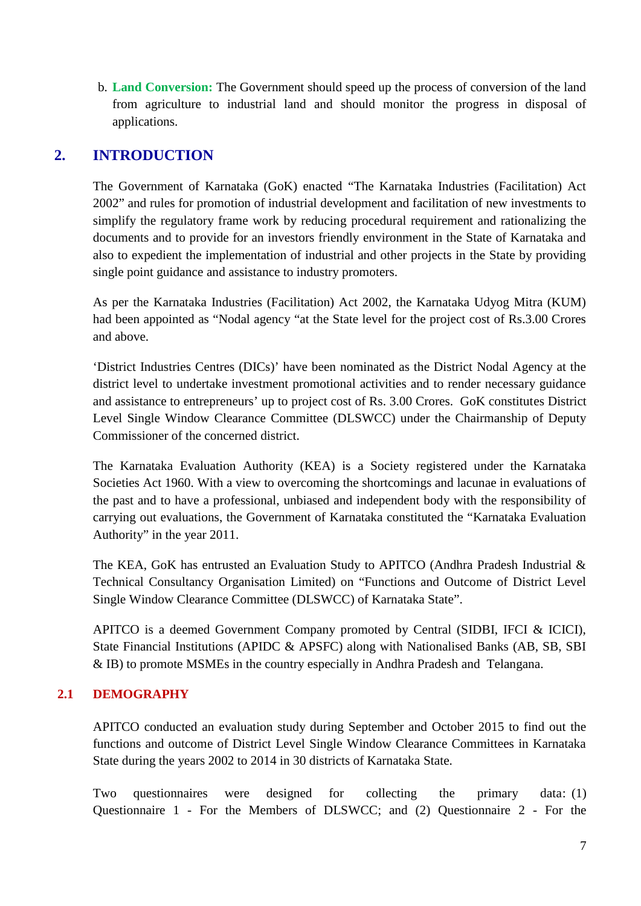b. **Land Conversion:** The Government should speed up the process of conversion of the land from agriculture to industrial land and should monitor the progress in disposal of applications.

## 2. INTRODUCTION

The Government of Karnataka (GoK) enacted "The Karnataka Industries (Facilitation) Act 2002" and rules for promotion of industrial development and facilitation of new investments to simplify the regulatory frame work by reducing procedural requirement and rationalizing the documents and to provide for an investors friendly environment in the State of Karnataka and also to expedient the implementation of industrial and other projects in the State by providing single point guidance and assistance to industry promoters.

As per the Karnataka Industries (Facilitation) Act 2002, the Karnataka Udyog Mitra (KUM) had been appointed as "Nodal agency "at the State level for the project cost of Rs.3.00 Crores and above.

'District Industries Centres (DICs)' have been nominated as the District Nodal Agency at the district level to undertake investment promotional activities and to render necessary guidance and assistance to entrepreneurs' up to project cost of Rs. 3.00 Crores. GoK constitutes District Level Single Window Clearance Committee (DLSWCC) under the Chairmanship of Deputy Commissioner of the concerned district.

The Karnataka Evaluation Authority (KEA) is a Society registered under the Karnataka Societies Act 1960. With a view to overcoming the shortcomings and lacunae in evaluations of the past and to have a professional, unbiased and independent body with the responsibility of carrying out evaluations, the Government of Karnataka constituted the "Karnataka Evaluation Authority" in the year 2011.

The KEA, GoK has entrusted an Evaluation Study to APITCO (Andhra Pradesh Industrial & Technical Consultancy Organisation Limited) on "Functions and Outcome of District Level Single Window Clearance Committee (DLSWCC) of Karnataka State".

APITCO is a deemed Government Company promoted by Central (SIDBI, IFCI & ICICI), State Financial Institutions (APIDC & APSFC) along with Nationalised Banks (AB, SB, SBI & IB) to promote MSMEs in the country especially in Andhra Pradesh and Telangana.

### 2.1 DEMOGRAPHY

APITCO conducted an evaluation study during September and October 2015 to find out the functions and outcome of District Level Single Window Clearance Committees in Karnataka State during the years 2002 to 2014 in 30 districts of Karnataka State.

Two questionnaires were designed for collecting the primary data: (1) Questionnaire 1 - For the Members of DLSWCC; and (2) Questionnaire 2 - For the